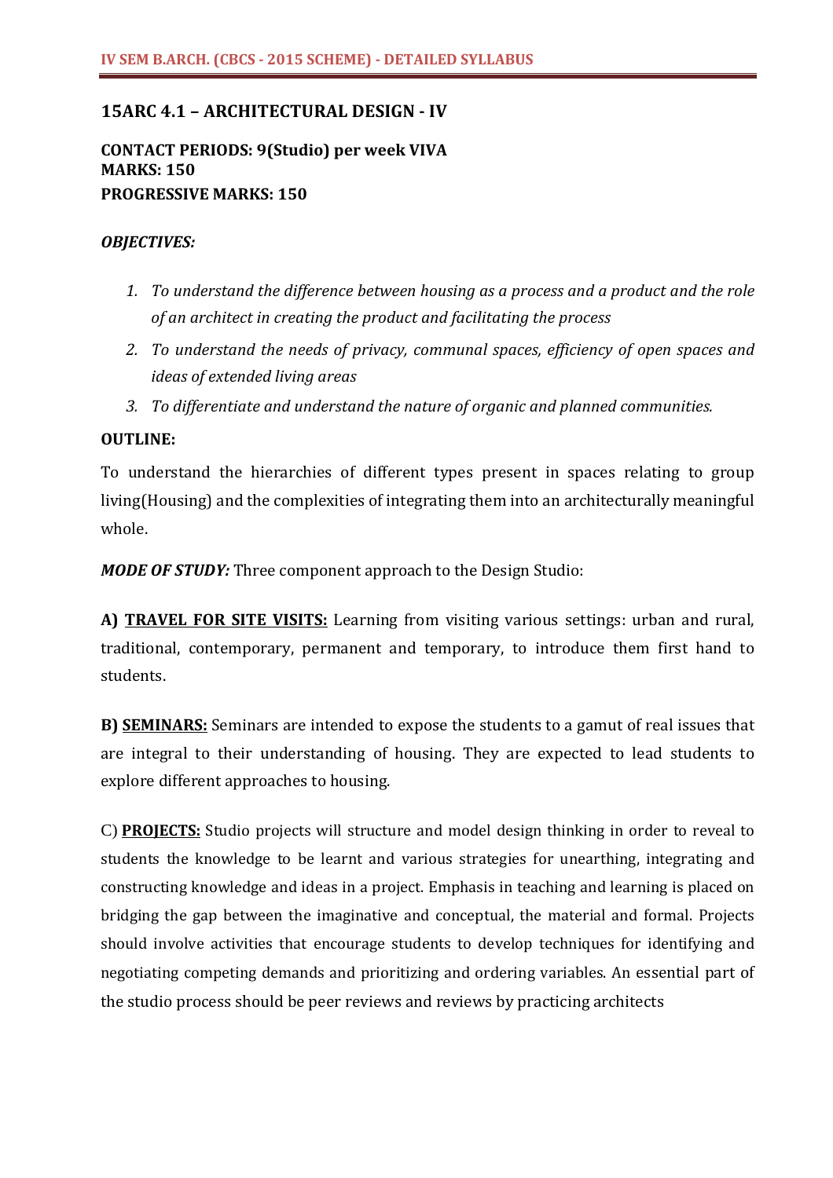## 15ARC 4.1 – ARCHITECTURAL DESIGN - IV

**CONTACT PERIODS: 9(Studio) per week VIVA**
**MARKS: 150**
**PROGRESSIVE MARKS: 150**

***OBJECTIVES:***

1. *To understand the difference between housing as a process and a product and the role of an architect in creating the product and facilitating the process*
2. *To understand the needs of privacy, communal spaces, efficiency of open spaces and ideas of extended living areas*
3. *To differentiate and understand the nature of organic and planned communities.*

**OUTLINE:**

To understand the hierarchies of different types present in spaces relating to group living(Housing) and the complexities of integrating them into an architecturally meaningful whole.

***MODE OF STUDY:*** Three component approach to the Design Studio:

**A) TRAVEL FOR SITE VISITS:** Learning from visiting various settings: urban and rural, traditional, contemporary, permanent and temporary, to introduce them first hand to students.

**B) SEMINARS:** Seminars are intended to expose the students to a gamut of real issues that are integral to their understanding of housing. They are expected to lead students to explore different approaches to housing.

C) **PROJECTS:** Studio projects will structure and model design thinking in order to reveal to students the knowledge to be learnt and various strategies for unearthing, integrating and constructing knowledge and ideas in a project. Emphasis in teaching and learning is placed on bridging the gap between the imaginative and conceptual, the material and formal. Projects should involve activities that encourage students to develop techniques for identifying and negotiating competing demands and prioritizing and ordering variables. An essential part of the studio process should be peer reviews and reviews by practicing architects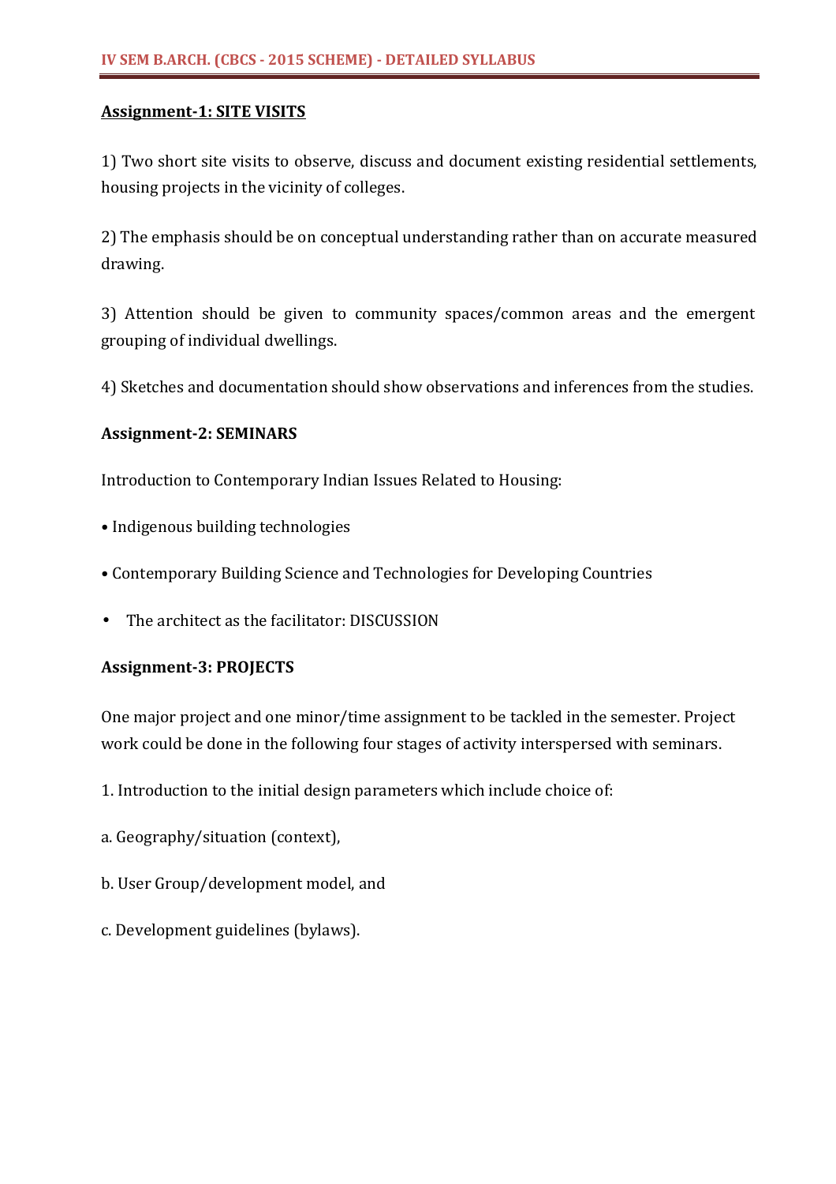**Assignment-1: SITE VISITS**

1) Two short site visits to observe, discuss and document existing residential settlements, housing projects in the vicinity of colleges.

2) The emphasis should be on conceptual understanding rather than on accurate measured drawing.

3) Attention should be given to community spaces/common areas and the emergent grouping of individual dwellings.

4) Sketches and documentation should show observations and inferences from the studies.

**Assignment-2: SEMINARS**

Introduction to Contemporary Indian Issues Related to Housing:

- Indigenous building technologies
- Contemporary Building Science and Technologies for Developing Countries
- The architect as the facilitator: DISCUSSION

**Assignment-3: PROJECTS**

One major project and one minor/time assignment to be tackled in the semester. Project work could be done in the following four stages of activity interspersed with seminars.

1. Introduction to the initial design parameters which include choice of:

a. Geography/situation (context),

b. User Group/development model, and

c. Development guidelines (bylaws).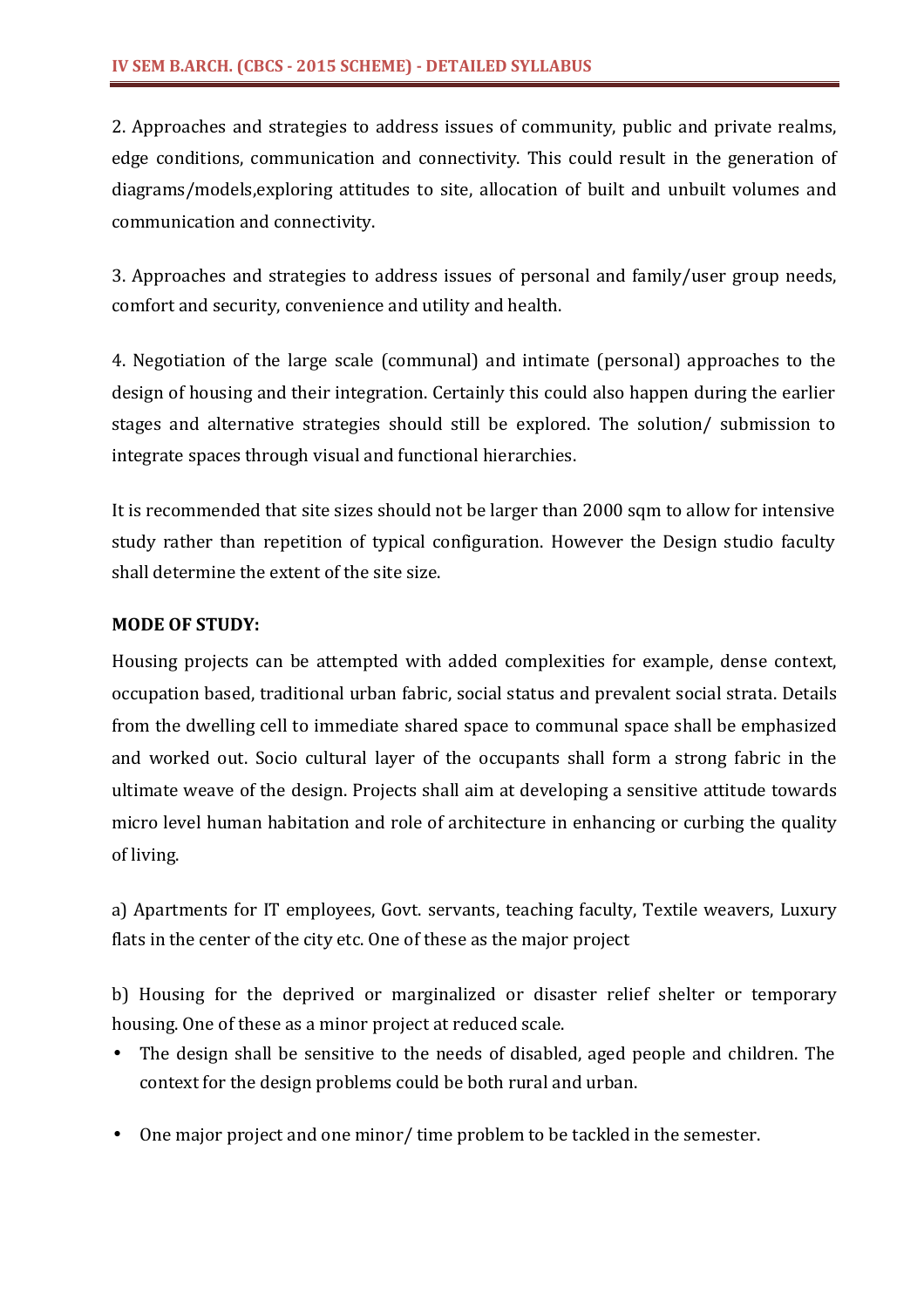2. Approaches and strategies to address issues of community, public and private realms, edge conditions, communication and connectivity. This could result in the generation of diagrams/models,exploring attitudes to site, allocation of built and unbuilt volumes and communication and connectivity.

3. Approaches and strategies to address issues of personal and family/user group needs, comfort and security, convenience and utility and health.

4. Negotiation of the large scale (communal) and intimate (personal) approaches to the design of housing and their integration. Certainly this could also happen during the earlier stages and alternative strategies should still be explored. The solution/ submission to integrate spaces through visual and functional hierarchies.

It is recommended that site sizes should not be larger than 2000 sqm to allow for intensive study rather than repetition of typical configuration. However the Design studio faculty shall determine the extent of the site size.

**MODE OF STUDY:**

Housing projects can be attempted with added complexities for example, dense context, occupation based, traditional urban fabric, social status and prevalent social strata. Details from the dwelling cell to immediate shared space to communal space shall be emphasized and worked out. Socio cultural layer of the occupants shall form a strong fabric in the ultimate weave of the design. Projects shall aim at developing a sensitive attitude towards micro level human habitation and role of architecture in enhancing or curbing the quality of living.

a) Apartments for IT employees, Govt. servants, teaching faculty, Textile weavers, Luxury flats in the center of the city etc. One of these as the major project

b) Housing for the deprived or marginalized or disaster relief shelter or temporary housing. One of these as a minor project at reduced scale.

- The design shall be sensitive to the needs of disabled, aged people and children. The context for the design problems could be both rural and urban.

- One major project and one minor/ time problem to be tackled in the semester.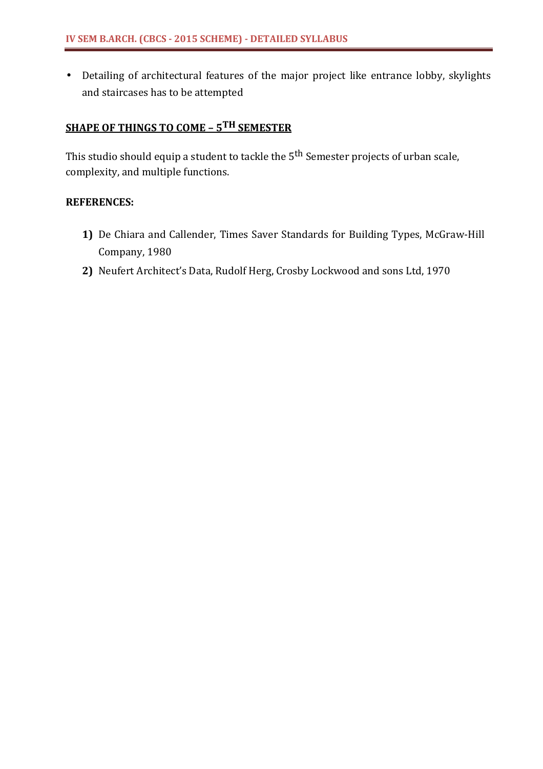- Detailing of architectural features of the major project like entrance lobby, skylights and staircases has to be attempted

## SHAPE OF THINGS TO COME – 5TH SEMESTER

This studio should equip a student to tackle the 5th Semester projects of urban scale, complexity, and multiple functions.

**REFERENCES:**

1) De Chiara and Callender, Times Saver Standards for Building Types, McGraw-Hill Company, 1980
2) Neufert Architect's Data, Rudolf Herg, Crosby Lockwood and sons Ltd, 1970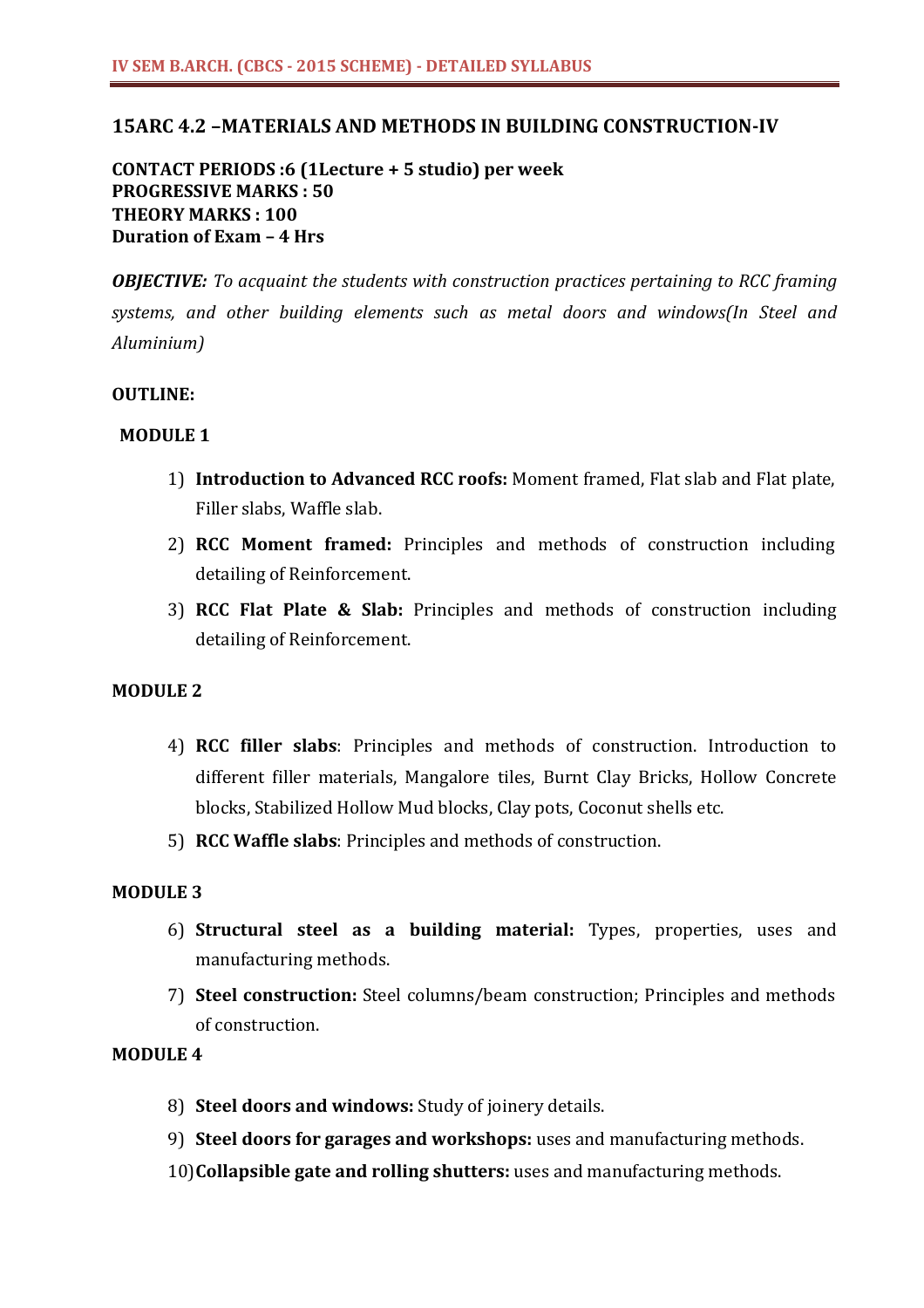## 15ARC 4.2 –MATERIALS AND METHODS IN BUILDING CONSTRUCTION-IV

**CONTACT PERIODS :6 (1Lecture + 5 studio) per week**
**PROGRESSIVE MARKS : 50**
**THEORY MARKS : 100**
**Duration of Exam – 4 Hrs**

***OBJECTIVE:*** *To acquaint the students with construction practices pertaining to RCC framing systems, and other building elements such as metal doors and windows(In Steel and Aluminium)*

**OUTLINE:**

**MODULE 1**

1) **Introduction to Advanced RCC roofs:** Moment framed, Flat slab and Flat plate, Filler slabs, Waffle slab.
2) **RCC Moment framed:** Principles and methods of construction including detailing of Reinforcement.
3) **RCC Flat Plate & Slab:** Principles and methods of construction including detailing of Reinforcement.

**MODULE 2**

4) **RCC filler slabs**: Principles and methods of construction. Introduction to different filler materials, Mangalore tiles, Burnt Clay Bricks, Hollow Concrete blocks, Stabilized Hollow Mud blocks, Clay pots, Coconut shells etc.
5) **RCC Waffle slabs**: Principles and methods of construction.

**MODULE 3**

6) **Structural steel as a building material:** Types, properties, uses and manufacturing methods.
7) **Steel construction:** Steel columns/beam construction; Principles and methods of construction.

**MODULE 4**

8) **Steel doors and windows:** Study of joinery details.
9) **Steel doors for garages and workshops:** uses and manufacturing methods.
10) **Collapsible gate and rolling shutters:** uses and manufacturing methods.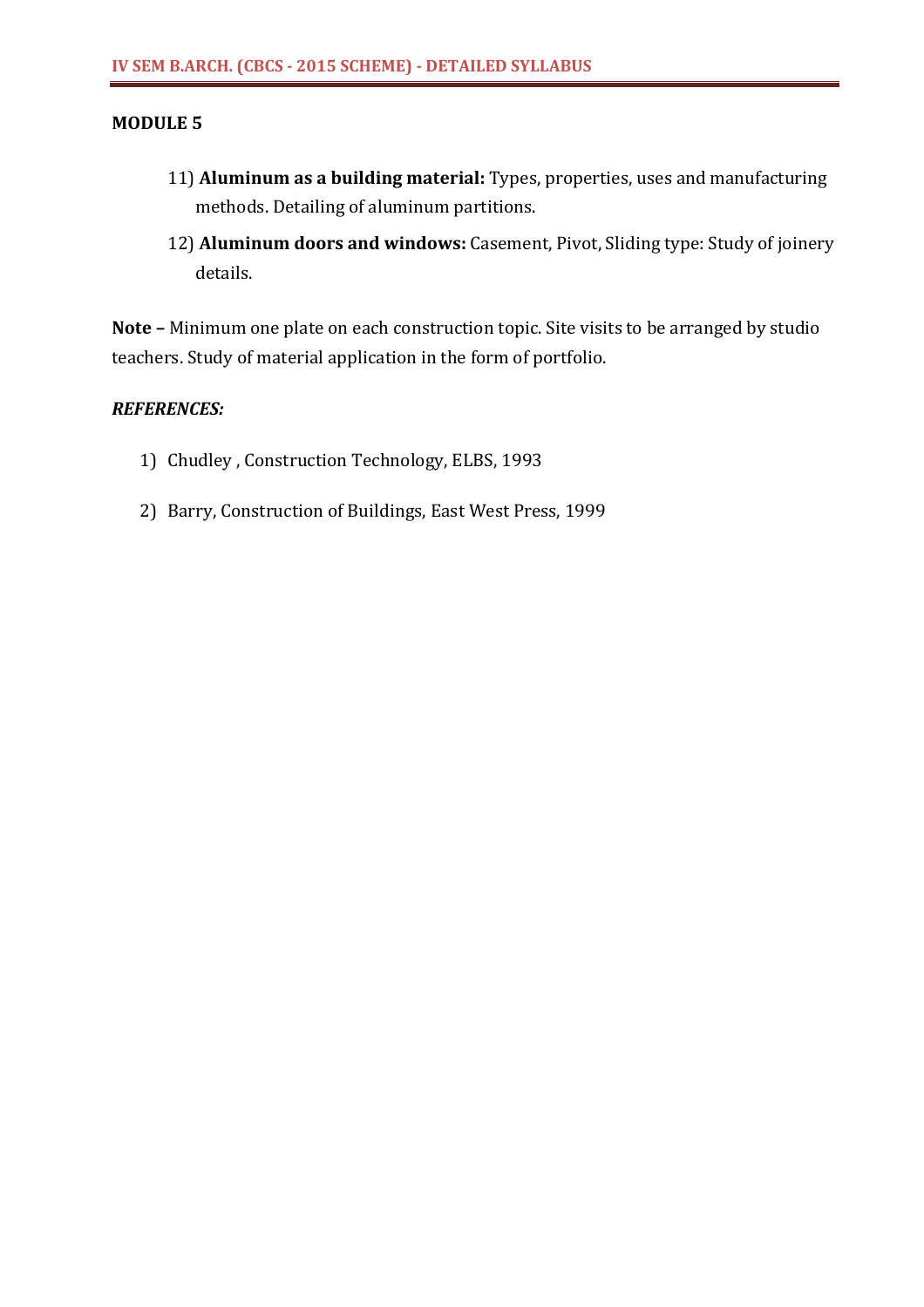## MODULE 5

11) **Aluminum as a building material:** Types, properties, uses and manufacturing methods. Detailing of aluminum partitions.

12) **Aluminum doors and windows:** Casement, Pivot, Sliding type: Study of joinery details.

**Note –** Minimum one plate on each construction topic. Site visits to be arranged by studio teachers. Study of material application in the form of portfolio.

***REFERENCES:***

1) Chudley , Construction Technology, ELBS, 1993
2) Barry, Construction of Buildings, East West Press, 1999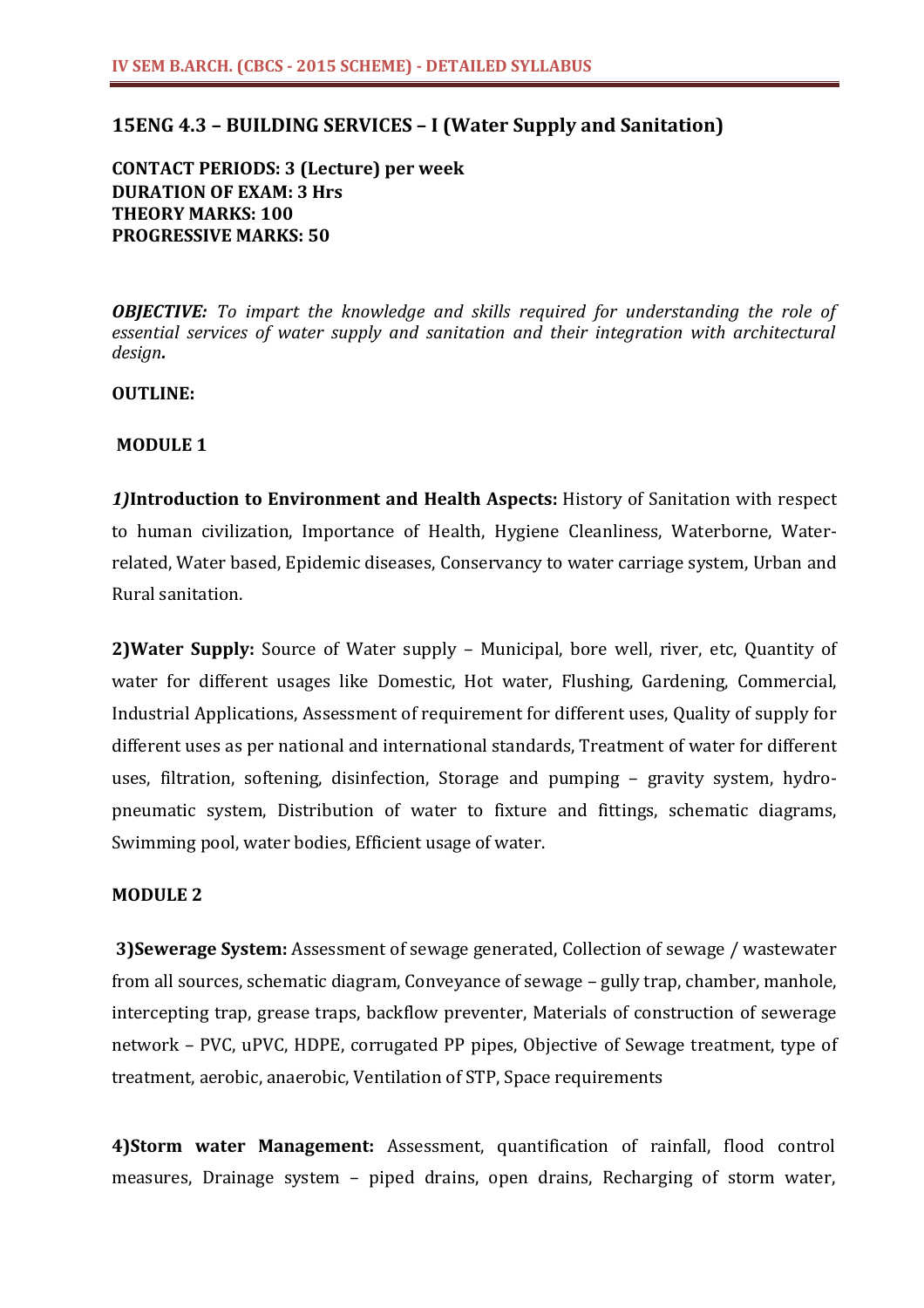## 15ENG 4.3 – BUILDING SERVICES – I (Water Supply and Sanitation)

**CONTACT PERIODS: 3 (Lecture) per week**
**DURATION OF EXAM: 3 Hrs**
**THEORY MARKS: 100**
**PROGRESSIVE MARKS: 50**

***OBJECTIVE:*** *To impart the knowledge and skills required for understanding the role of essential services of water supply and sanitation and their integration with architectural design.*

**OUTLINE:**

**MODULE 1**

***1)*****Introduction to Environment and Health Aspects:** History of Sanitation with respect to human civilization, Importance of Health, Hygiene Cleanliness, Waterborne, Water-related, Water based, Epidemic diseases, Conservancy to water carriage system, Urban and Rural sanitation.

**2)Water Supply:** Source of Water supply – Municipal, bore well, river, etc, Quantity of water for different usages like Domestic, Hot water, Flushing, Gardening, Commercial, Industrial Applications, Assessment of requirement for different uses, Quality of supply for different uses as per national and international standards, Treatment of water for different uses, filtration, softening, disinfection, Storage and pumping – gravity system, hydro-pneumatic system, Distribution of water to fixture and fittings, schematic diagrams, Swimming pool, water bodies, Efficient usage of water.

**MODULE 2**

**3)Sewerage System:** Assessment of sewage generated, Collection of sewage / wastewater from all sources, schematic diagram, Conveyance of sewage – gully trap, chamber, manhole, intercepting trap, grease traps, backflow preventer, Materials of construction of sewerage network – PVC, uPVC, HDPE, corrugated PP pipes, Objective of Sewage treatment, type of treatment, aerobic, anaerobic, Ventilation of STP, Space requirements

**4)Storm water Management:** Assessment, quantification of rainfall, flood control measures, Drainage system – piped drains, open drains, Recharging of storm water,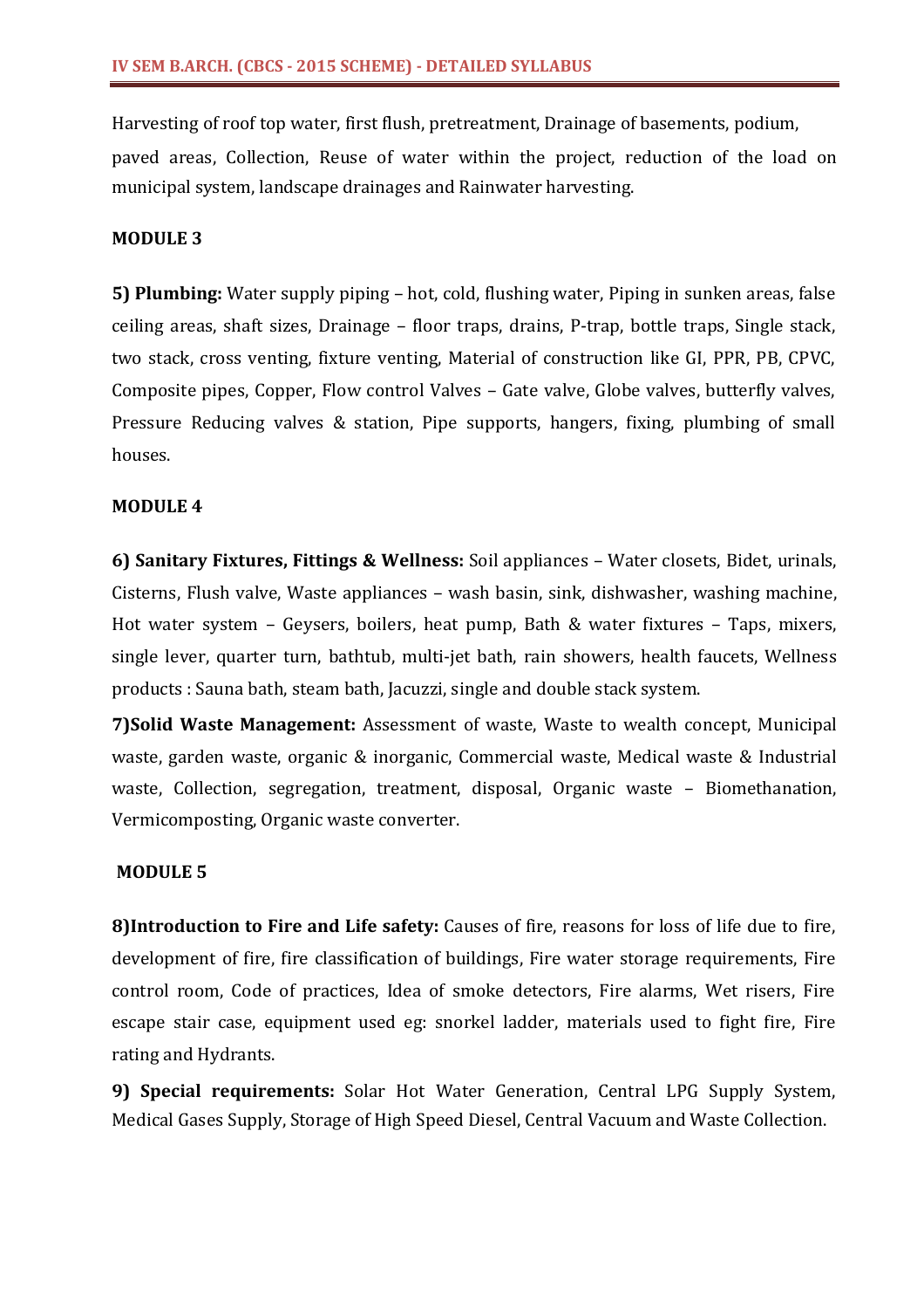Harvesting of roof top water, first flush, pretreatment, Drainage of basements, podium, paved areas, Collection, Reuse of water within the project, reduction of the load on municipal system, landscape drainages and Rainwater harvesting.

### MODULE 3

**5) Plumbing:** Water supply piping – hot, cold, flushing water, Piping in sunken areas, false ceiling areas, shaft sizes, Drainage – floor traps, drains, P-trap, bottle traps, Single stack, two stack, cross venting, fixture venting, Material of construction like GI, PPR, PB, CPVC, Composite pipes, Copper, Flow control Valves – Gate valve, Globe valves, butterfly valves, Pressure Reducing valves & station, Pipe supports, hangers, fixing, plumbing of small houses.

### MODULE 4

**6) Sanitary Fixtures, Fittings & Wellness:** Soil appliances – Water closets, Bidet, urinals, Cisterns, Flush valve, Waste appliances – wash basin, sink, dishwasher, washing machine, Hot water system – Geysers, boilers, heat pump, Bath & water fixtures – Taps, mixers, single lever, quarter turn, bathtub, multi-jet bath, rain showers, health faucets, Wellness products : Sauna bath, steam bath, Jacuzzi, single and double stack system.

**7)Solid Waste Management:** Assessment of waste, Waste to wealth concept, Municipal waste, garden waste, organic & inorganic, Commercial waste, Medical waste & Industrial waste, Collection, segregation, treatment, disposal, Organic waste – Biomethanation, Vermicomposting, Organic waste converter.

### MODULE 5

**8)Introduction to Fire and Life safety:** Causes of fire, reasons for loss of life due to fire, development of fire, fire classification of buildings, Fire water storage requirements, Fire control room, Code of practices, Idea of smoke detectors, Fire alarms, Wet risers, Fire escape stair case, equipment used eg: snorkel ladder, materials used to fight fire, Fire rating and Hydrants.

**9) Special requirements:** Solar Hot Water Generation, Central LPG Supply System, Medical Gases Supply, Storage of High Speed Diesel, Central Vacuum and Waste Collection.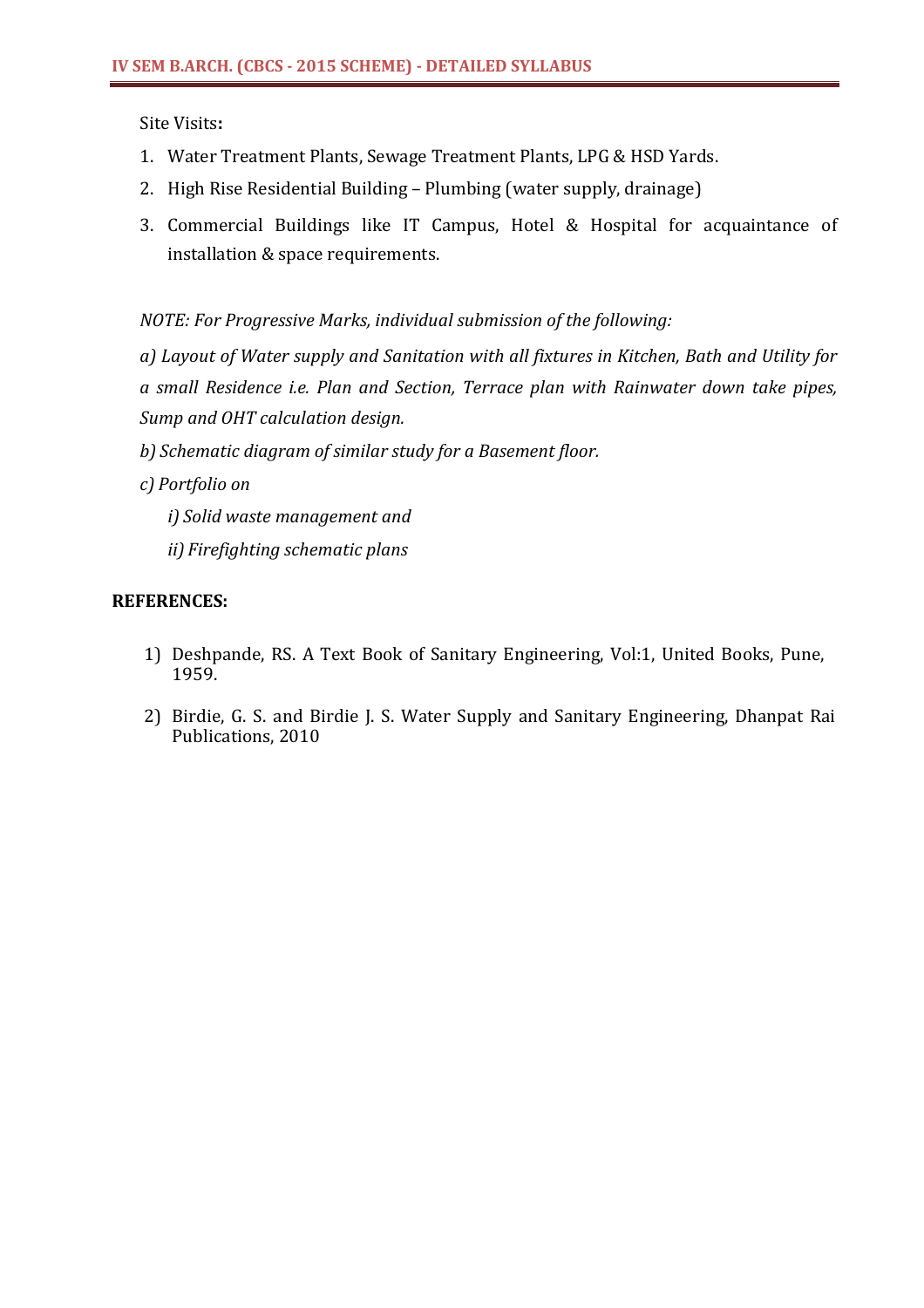Site Visits**:**

1. Water Treatment Plants, Sewage Treatment Plants, LPG & HSD Yards.
2. High Rise Residential Building – Plumbing (water supply, drainage)
3. Commercial Buildings like IT Campus, Hotel & Hospital for acquaintance of installation & space requirements.

*NOTE: For Progressive Marks, individual submission of the following:*

*a) Layout of Water supply and Sanitation with all fixtures in Kitchen, Bath and Utility for a small Residence i.e. Plan and Section, Terrace plan with Rainwater down take pipes, Sump and OHT calculation design.*

*b) Schematic diagram of similar study for a Basement floor.*

*c) Portfolio on*

*i) Solid waste management and*

*ii) Firefighting schematic plans*

## REFERENCES:

1) Deshpande, RS. A Text Book of Sanitary Engineering, Vol:1, United Books, Pune, 1959.
2) Birdie, G. S. and Birdie J. S. Water Supply and Sanitary Engineering, Dhanpat Rai Publications, 2010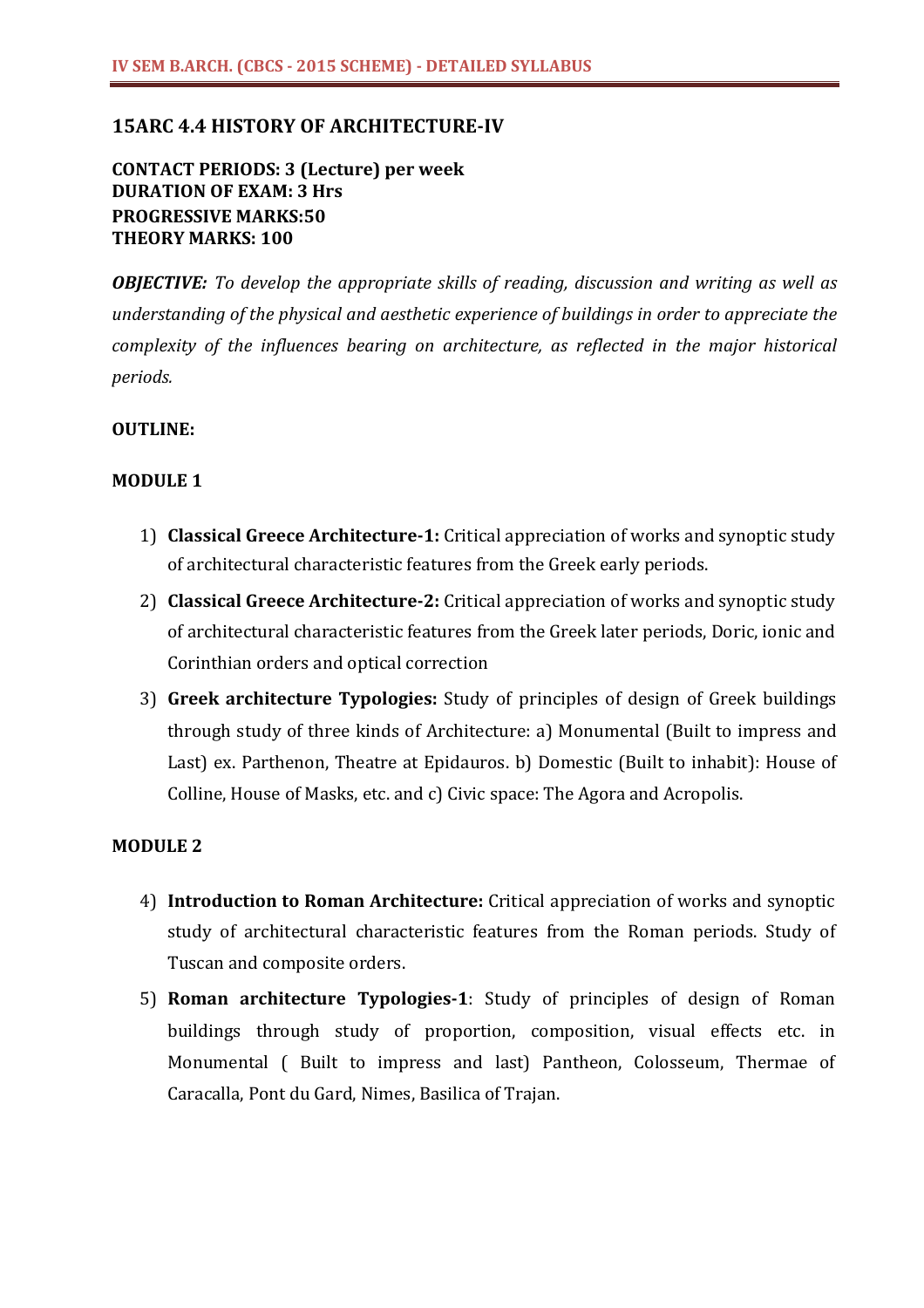## 15ARC 4.4 HISTORY OF ARCHITECTURE-IV

**CONTACT PERIODS: 3 (Lecture) per week**
**DURATION OF EXAM: 3 Hrs**
**PROGRESSIVE MARKS:50**
**THEORY MARKS: 100**

***OBJECTIVE:*** *To develop the appropriate skills of reading, discussion and writing as well as understanding of the physical and aesthetic experience of buildings in order to appreciate the complexity of the influences bearing on architecture, as reflected in the major historical periods.*

**OUTLINE:**

**MODULE 1**

1) **Classical Greece Architecture-1:** Critical appreciation of works and synoptic study of architectural characteristic features from the Greek early periods.
2) **Classical Greece Architecture-2:** Critical appreciation of works and synoptic study of architectural characteristic features from the Greek later periods, Doric, ionic and Corinthian orders and optical correction
3) **Greek architecture Typologies:** Study of principles of design of Greek buildings through study of three kinds of Architecture: a) Monumental (Built to impress and Last) ex. Parthenon, Theatre at Epidauros. b) Domestic (Built to inhabit): House of Colline, House of Masks, etc. and c) Civic space: The Agora and Acropolis.

**MODULE 2**

4) **Introduction to Roman Architecture:** Critical appreciation of works and synoptic study of architectural characteristic features from the Roman periods. Study of Tuscan and composite orders.
5) **Roman architecture Typologies-1**: Study of principles of design of Roman buildings through study of proportion, composition, visual effects etc. in Monumental ( Built to impress and last) Pantheon, Colosseum, Thermae of Caracalla, Pont du Gard, Nimes, Basilica of Trajan.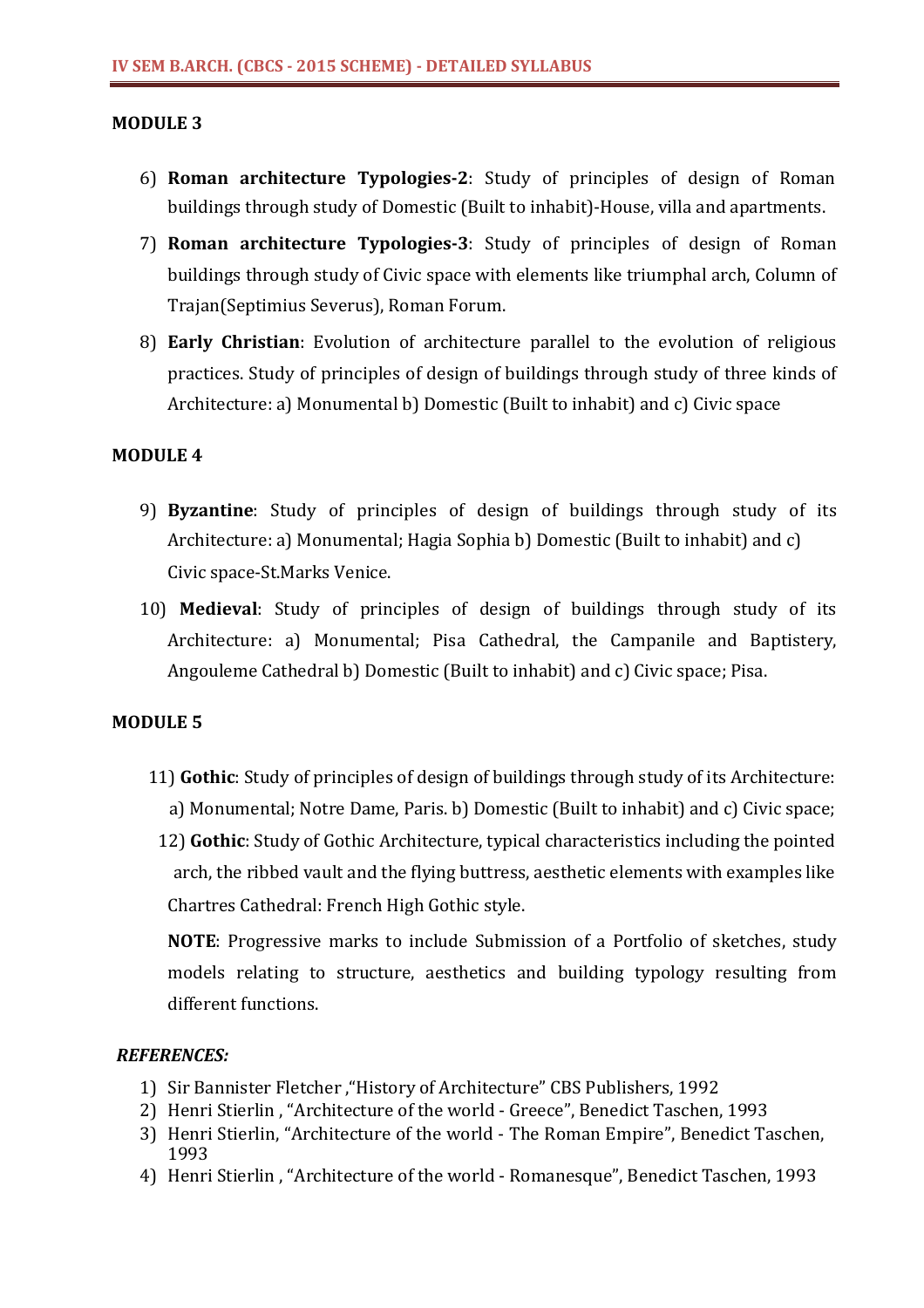## MODULE 3

6) **Roman architecture Typologies-2**: Study of principles of design of Roman buildings through study of Domestic (Built to inhabit)-House, villa and apartments.
7) **Roman architecture Typologies-3**: Study of principles of design of Roman buildings through study of Civic space with elements like triumphal arch, Column of Trajan(Septimius Severus), Roman Forum.
8) **Early Christian**: Evolution of architecture parallel to the evolution of religious practices. Study of principles of design of buildings through study of three kinds of Architecture: a) Monumental b) Domestic (Built to inhabit) and c) Civic space

## MODULE 4

9) **Byzantine**: Study of principles of design of buildings through study of its Architecture: a) Monumental; Hagia Sophia b) Domestic (Built to inhabit) and c) Civic space-St.Marks Venice.
10) **Medieval**: Study of principles of design of buildings through study of its Architecture: a) Monumental; Pisa Cathedral, the Campanile and Baptistery, Angouleme Cathedral b) Domestic (Built to inhabit) and c) Civic space; Pisa.

## MODULE 5

11) **Gothic**: Study of principles of design of buildings through study of its Architecture: a) Monumental; Notre Dame, Paris. b) Domestic (Built to inhabit) and c) Civic space;
12) **Gothic**: Study of Gothic Architecture, typical characteristics including the pointed arch, the ribbed vault and the flying buttress, aesthetic elements with examples like Chartres Cathedral: French High Gothic style.

**NOTE**: Progressive marks to include Submission of a Portfolio of sketches, study models relating to structure, aesthetics and building typology resulting from different functions.

***REFERENCES:***

1) Sir Bannister Fletcher ,"History of Architecture" CBS Publishers, 1992
2) Henri Stierlin , "Architecture of the world - Greece", Benedict Taschen, 1993
3) Henri Stierlin, "Architecture of the world - The Roman Empire", Benedict Taschen, 1993
4) Henri Stierlin , "Architecture of the world - Romanesque", Benedict Taschen, 1993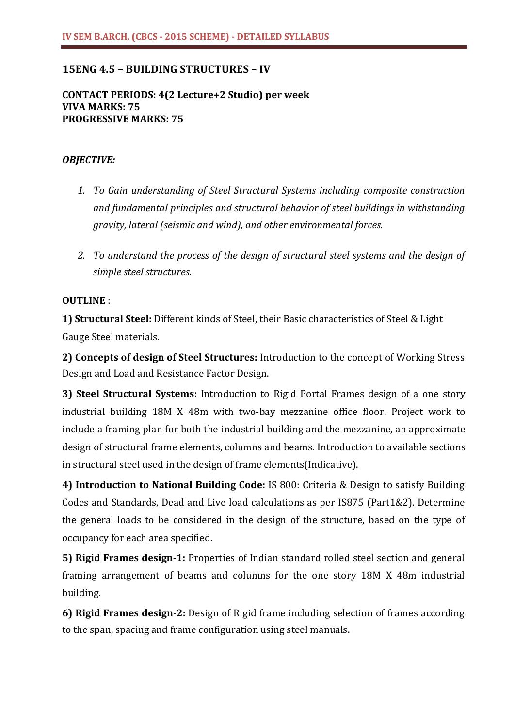## 15ENG 4.5 – BUILDING STRUCTURES – IV

**CONTACT PERIODS: 4(2 Lecture+2 Studio) per week**
**VIVA MARKS: 75**
**PROGRESSIVE MARKS: 75**

***OBJECTIVE:***

1. *To Gain understanding of Steel Structural Systems including composite construction and fundamental principles and structural behavior of steel buildings in withstanding gravity, lateral (seismic and wind), and other environmental forces.*

2. *To understand the process of the design of structural steel systems and the design of simple steel structures.*

**OUTLINE** :

**1) Structural Steel:** Different kinds of Steel, their Basic characteristics of Steel & Light Gauge Steel materials.

**2) Concepts of design of Steel Structures:** Introduction to the concept of Working Stress Design and Load and Resistance Factor Design.

**3) Steel Structural Systems:** Introduction to Rigid Portal Frames design of a one story industrial building 18M X 48m with two-bay mezzanine office floor. Project work to include a framing plan for both the industrial building and the mezzanine, an approximate design of structural frame elements, columns and beams. Introduction to available sections in structural steel used in the design of frame elements(Indicative).

**4) Introduction to National Building Code:** IS 800: Criteria & Design to satisfy Building Codes and Standards, Dead and Live load calculations as per IS875 (Part1&2). Determine the general loads to be considered in the design of the structure, based on the type of occupancy for each area specified.

**5) Rigid Frames design-1:** Properties of Indian standard rolled steel section and general framing arrangement of beams and columns for the one story 18M X 48m industrial building.

**6) Rigid Frames design-2:** Design of Rigid frame including selection of frames according to the span, spacing and frame configuration using steel manuals.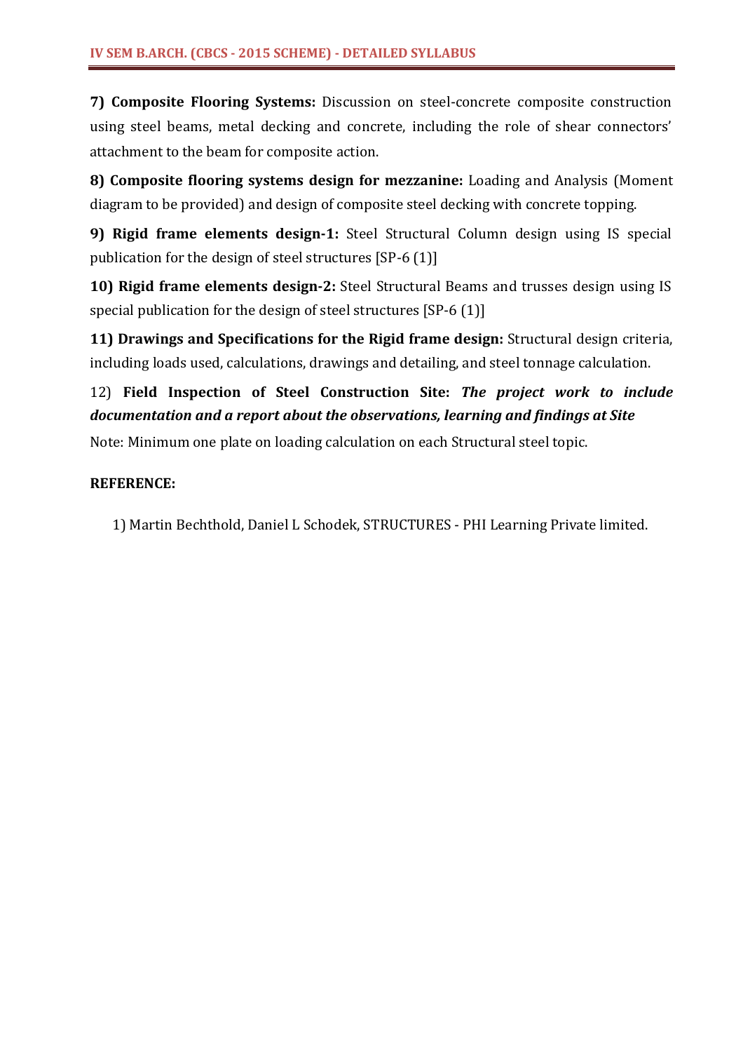**7) Composite Flooring Systems:** Discussion on steel-concrete composite construction using steel beams, metal decking and concrete, including the role of shear connectors' attachment to the beam for composite action.

**8) Composite flooring systems design for mezzanine:** Loading and Analysis (Moment diagram to be provided) and design of composite steel decking with concrete topping.

**9) Rigid frame elements design-1:** Steel Structural Column design using IS special publication for the design of steel structures [SP-6 (1)]

**10) Rigid frame elements design-2:** Steel Structural Beams and trusses design using IS special publication for the design of steel structures [SP-6 (1)]

**11) Drawings and Specifications for the Rigid frame design:** Structural design criteria, including loads used, calculations, drawings and detailing, and steel tonnage calculation.

12) **Field Inspection of Steel Construction Site:** ***The project work to include documentation and a report about the observations, learning and findings at Site***

Note: Minimum one plate on loading calculation on each Structural steel topic.

**REFERENCE:**

1) Martin Bechthold, Daniel L Schodek, STRUCTURES - PHI Learning Private limited.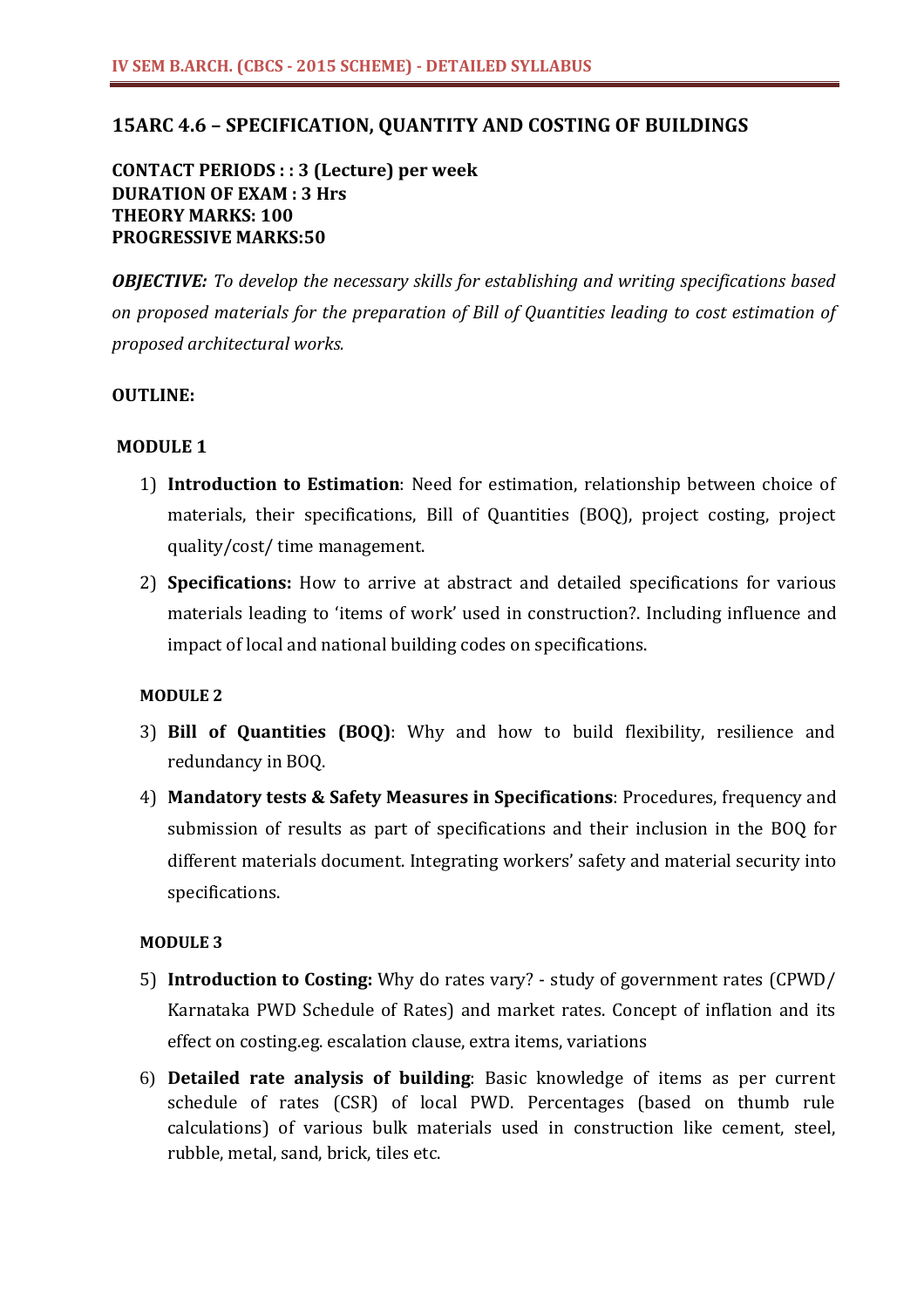## 15ARC 4.6 – SPECIFICATION, QUANTITY AND COSTING OF BUILDINGS

**CONTACT PERIODS : : 3 (Lecture) per week**
**DURATION OF EXAM : 3 Hrs**
**THEORY MARKS: 100**
**PROGRESSIVE MARKS:50**

***OBJECTIVE:*** *To develop the necessary skills for establishing and writing specifications based on proposed materials for the preparation of Bill of Quantities leading to cost estimation of proposed architectural works.*

**OUTLINE:**

**MODULE 1**

1) **Introduction to Estimation**: Need for estimation, relationship between choice of materials, their specifications, Bill of Quantities (BOQ), project costing, project quality/cost/ time management.
2) **Specifications:** How to arrive at abstract and detailed specifications for various materials leading to 'items of work' used in construction?. Including influence and impact of local and national building codes on specifications.

**MODULE 2**

3) **Bill of Quantities (BOQ)**: Why and how to build flexibility, resilience and redundancy in BOQ.
4) **Mandatory tests & Safety Measures in Specifications**: Procedures, frequency and submission of results as part of specifications and their inclusion in the BOQ for different materials document. Integrating workers' safety and material security into specifications.

**MODULE 3**

5) **Introduction to Costing:** Why do rates vary? - study of government rates (CPWD/ Karnataka PWD Schedule of Rates) and market rates. Concept of inflation and its effect on costing.eg. escalation clause, extra items, variations
6) **Detailed rate analysis of building**: Basic knowledge of items as per current schedule of rates (CSR) of local PWD. Percentages (based on thumb rule calculations) of various bulk materials used in construction like cement, steel, rubble, metal, sand, brick, tiles etc.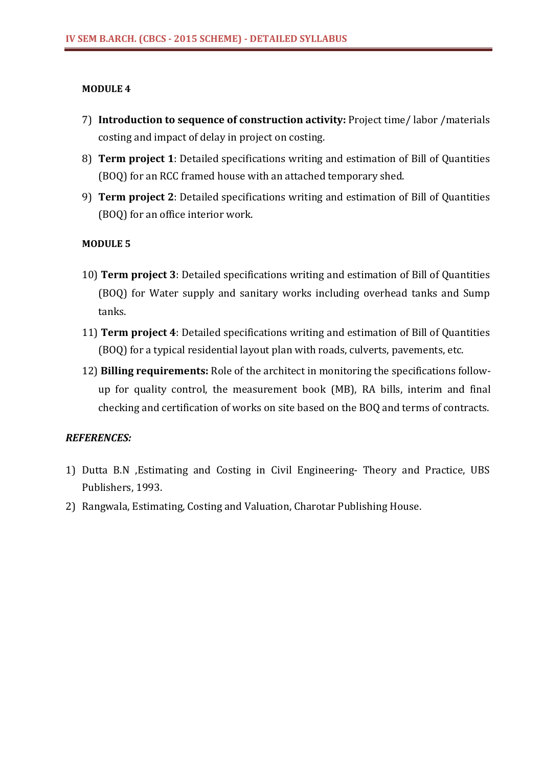**MODULE 4**

7) **Introduction to sequence of construction activity:** Project time/ labor /materials costing and impact of delay in project on costing.
8) **Term project 1**: Detailed specifications writing and estimation of Bill of Quantities (BOQ) for an RCC framed house with an attached temporary shed.
9) **Term project 2**: Detailed specifications writing and estimation of Bill of Quantities (BOQ) for an office interior work.

**MODULE 5**

10) **Term project 3**: Detailed specifications writing and estimation of Bill of Quantities (BOQ) for Water supply and sanitary works including overhead tanks and Sump tanks.
11) **Term project 4**: Detailed specifications writing and estimation of Bill of Quantities (BOQ) for a typical residential layout plan with roads, culverts, pavements, etc.
12) **Billing requirements:** Role of the architect in monitoring the specifications follow-up for quality control, the measurement book (MB), RA bills, interim and final checking and certification of works on site based on the BOQ and terms of contracts.

***REFERENCES:***

1) Dutta B.N ,Estimating and Costing in Civil Engineering- Theory and Practice, UBS Publishers, 1993.
2) Rangwala, Estimating, Costing and Valuation, Charotar Publishing House.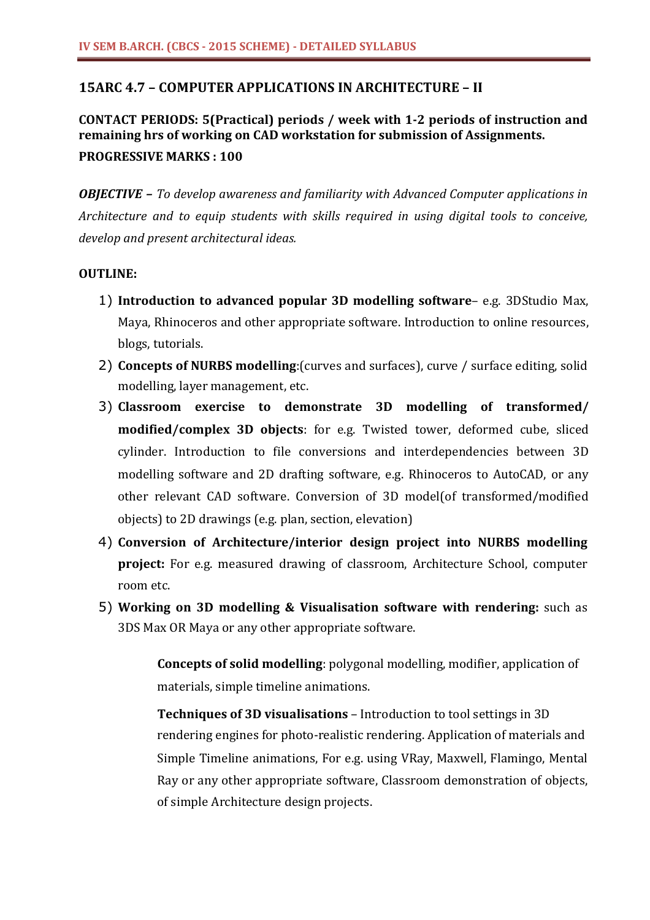## 15ARC 4.7 – COMPUTER APPLICATIONS IN ARCHITECTURE – II

**CONTACT PERIODS: 5(Practical) periods / week with 1-2 periods of instruction and remaining hrs of working on CAD workstation for submission of Assignments.**

**PROGRESSIVE MARKS : 100**

***OBJECTIVE –*** *To develop awareness and familiarity with Advanced Computer applications in Architecture and to equip students with skills required in using digital tools to conceive, develop and present architectural ideas.*

**OUTLINE:**

1) **Introduction to advanced popular 3D modelling software**– e.g. 3DStudio Max, Maya, Rhinoceros and other appropriate software. Introduction to online resources, blogs, tutorials.
2) **Concepts of NURBS modelling**:(curves and surfaces), curve / surface editing, solid modelling, layer management, etc.
3) **Classroom exercise to demonstrate 3D modelling of transformed/ modified/complex 3D objects**: for e.g. Twisted tower, deformed cube, sliced cylinder. Introduction to file conversions and interdependencies between 3D modelling software and 2D drafting software, e.g. Rhinoceros to AutoCAD, or any other relevant CAD software. Conversion of 3D model(of transformed/modified objects) to 2D drawings (e.g. plan, section, elevation)
4) **Conversion of Architecture/interior design project into NURBS modelling project:** For e.g. measured drawing of classroom, Architecture School, computer room etc.
5) **Working on 3D modelling & Visualisation software with rendering:** such as 3DS Max OR Maya or any other appropriate software.

   **Concepts of solid modelling**: polygonal modelling, modifier, application of materials, simple timeline animations.

   **Techniques of 3D visualisations** – Introduction to tool settings in 3D rendering engines for photo-realistic rendering. Application of materials and Simple Timeline animations, For e.g. using VRay, Maxwell, Flamingo, Mental Ray or any other appropriate software, Classroom demonstration of objects, of simple Architecture design projects.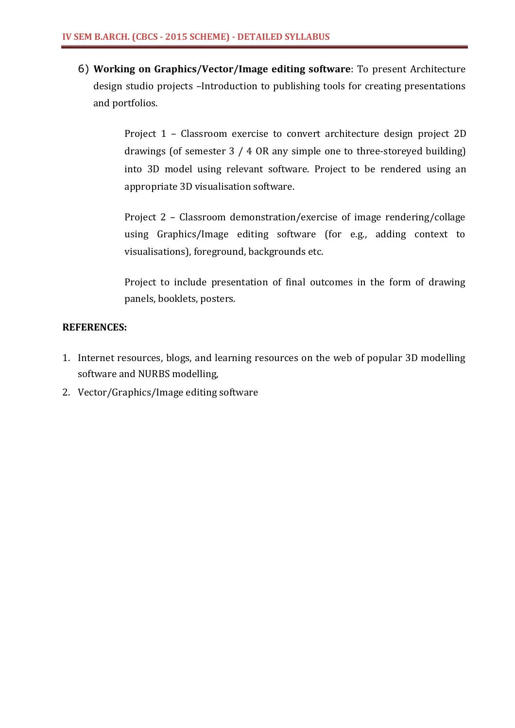6) **Working on Graphics/Vector/Image editing software**: To present Architecture design studio projects –Introduction to publishing tools for creating presentations and portfolios.

   Project 1 – Classroom exercise to convert architecture design project 2D drawings (of semester 3 / 4 OR any simple one to three-storeyed building) into 3D model using relevant software. Project to be rendered using an appropriate 3D visualisation software.

   Project 2 – Classroom demonstration/exercise of image rendering/collage using Graphics/Image editing software (for e.g., adding context to visualisations), foreground, backgrounds etc.

   Project to include presentation of final outcomes in the form of drawing panels, booklets, posters.

**REFERENCES:**

1. Internet resources, blogs, and learning resources on the web of popular 3D modelling software and NURBS modelling,
2. Vector/Graphics/Image editing software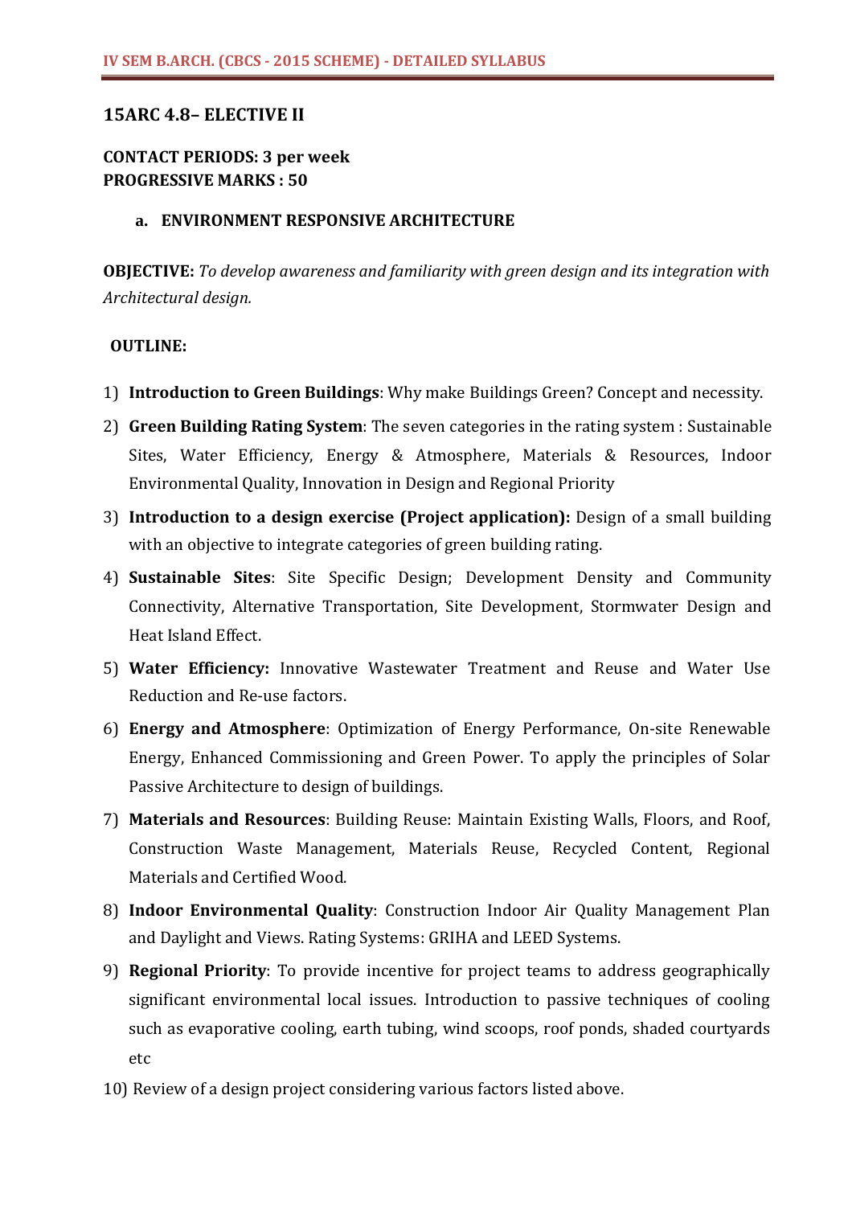## 15ARC 4.8– ELECTIVE II

**CONTACT PERIODS: 3 per week**
**PROGRESSIVE MARKS : 50**

### a. ENVIRONMENT RESPONSIVE ARCHITECTURE

**OBJECTIVE:** *To develop awareness and familiarity with green design and its integration with Architectural design.*

**OUTLINE:**

1) **Introduction to Green Buildings**: Why make Buildings Green? Concept and necessity.
2) **Green Building Rating System**: The seven categories in the rating system : Sustainable Sites, Water Efficiency, Energy & Atmosphere, Materials & Resources, Indoor Environmental Quality, Innovation in Design and Regional Priority
3) **Introduction to a design exercise (Project application):** Design of a small building with an objective to integrate categories of green building rating.
4) **Sustainable Sites**: Site Specific Design; Development Density and Community Connectivity, Alternative Transportation, Site Development, Stormwater Design and Heat Island Effect.
5) **Water Efficiency:** Innovative Wastewater Treatment and Reuse and Water Use Reduction and Re-use factors.
6) **Energy and Atmosphere**: Optimization of Energy Performance, On-site Renewable Energy, Enhanced Commissioning and Green Power. To apply the principles of Solar Passive Architecture to design of buildings.
7) **Materials and Resources**: Building Reuse: Maintain Existing Walls, Floors, and Roof, Construction Waste Management, Materials Reuse, Recycled Content, Regional Materials and Certified Wood.
8) **Indoor Environmental Quality**: Construction Indoor Air Quality Management Plan and Daylight and Views. Rating Systems: GRIHA and LEED Systems.
9) **Regional Priority**: To provide incentive for project teams to address geographically significant environmental local issues. Introduction to passive techniques of cooling such as evaporative cooling, earth tubing, wind scoops, roof ponds, shaded courtyards etc
10) Review of a design project considering various factors listed above.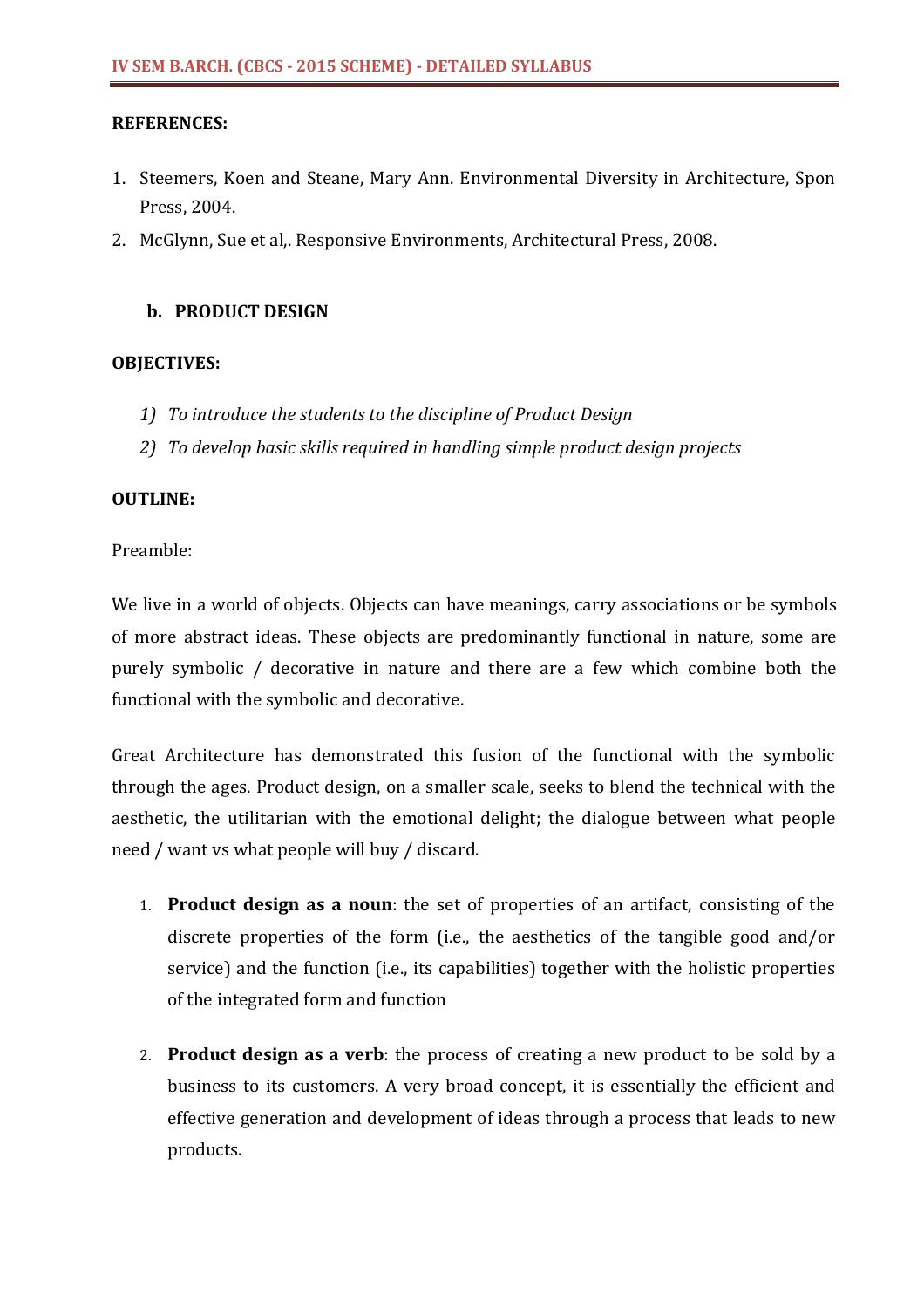**REFERENCES:**

1. Steemers, Koen and Steane, Mary Ann. Environmental Diversity in Architecture, Spon Press, 2004.
2. McGlynn, Sue et al,. Responsive Environments, Architectural Press, 2008.

### b. PRODUCT DESIGN

**OBJECTIVES:**

1) *To introduce the students to the discipline of Product Design*
2) *To develop basic skills required in handling simple product design projects*

**OUTLINE:**

Preamble:

We live in a world of objects. Objects can have meanings, carry associations or be symbols of more abstract ideas. These objects are predominantly functional in nature, some are purely symbolic / decorative in nature and there are a few which combine both the functional with the symbolic and decorative.

Great Architecture has demonstrated this fusion of the functional with the symbolic through the ages. Product design, on a smaller scale, seeks to blend the technical with the aesthetic, the utilitarian with the emotional delight; the dialogue between what people need / want vs what people will buy / discard.

1. **Product design as a noun**: the set of properties of an artifact, consisting of the discrete properties of the form (i.e., the aesthetics of the tangible good and/or service) and the function (i.e., its capabilities) together with the holistic properties of the integrated form and function

2. **Product design as a verb**: the process of creating a new product to be sold by a business to its customers. A very broad concept, it is essentially the efficient and effective generation and development of ideas through a process that leads to new products.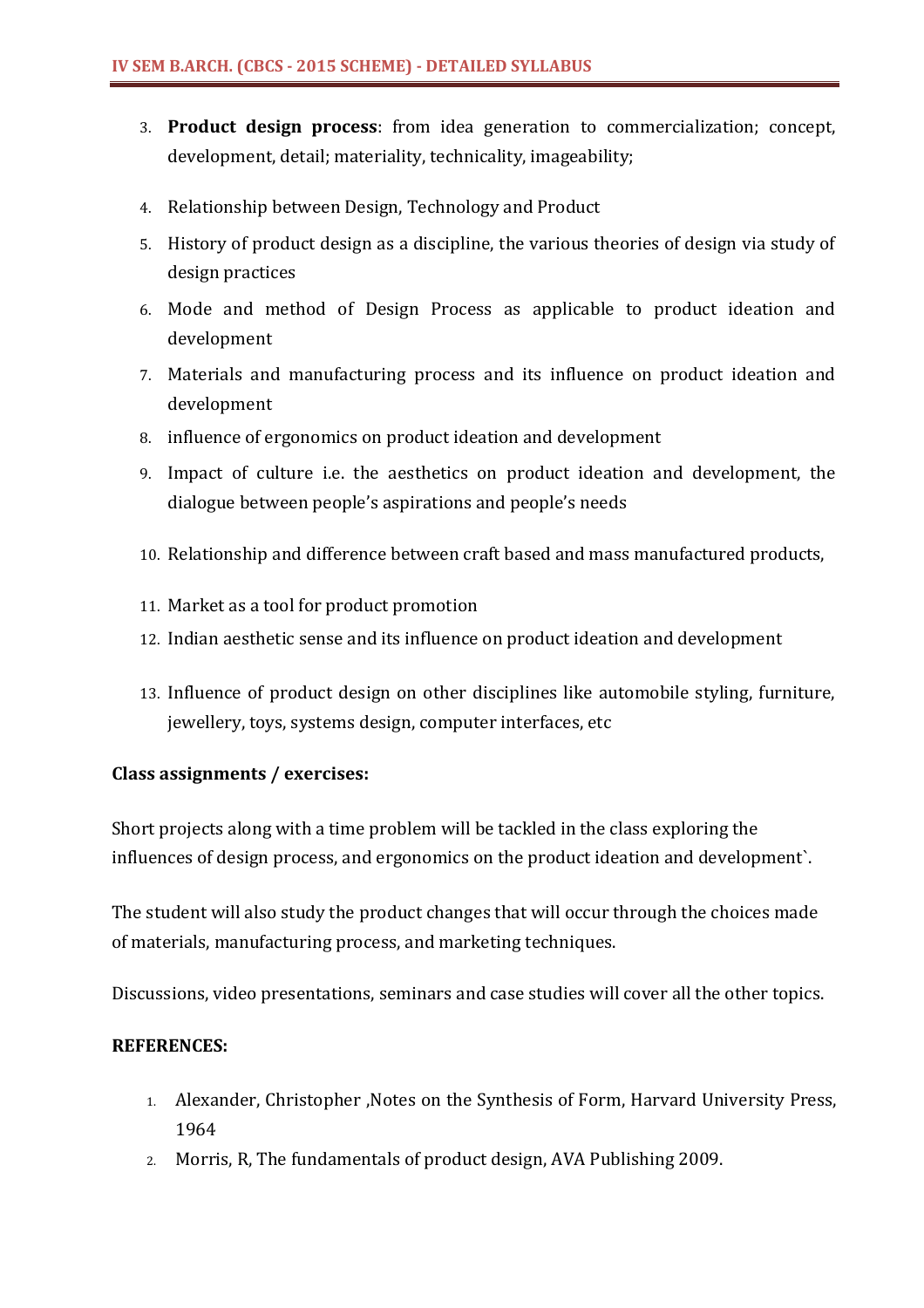3. **Product design process**: from idea generation to commercialization; concept, development, detail; materiality, technicality, imageability;
4. Relationship between Design, Technology and Product
5. History of product design as a discipline, the various theories of design via study of design practices
6. Mode and method of Design Process as applicable to product ideation and development
7. Materials and manufacturing process and its influence on product ideation and development
8. influence of ergonomics on product ideation and development
9. Impact of culture i.e. the aesthetics on product ideation and development, the dialogue between people's aspirations and people's needs
10. Relationship and difference between craft based and mass manufactured products,
11. Market as a tool for product promotion
12. Indian aesthetic sense and its influence on product ideation and development
13. Influence of product design on other disciplines like automobile styling, furniture, jewellery, toys, systems design, computer interfaces, etc

**Class assignments / exercises:**

Short projects along with a time problem will be tackled in the class exploring the influences of design process, and ergonomics on the product ideation and development`.

The student will also study the product changes that will occur through the choices made of materials, manufacturing process, and marketing techniques.

Discussions, video presentations, seminars and case studies will cover all the other topics.

**REFERENCES:**

1. Alexander, Christopher ,Notes on the Synthesis of Form, Harvard University Press, 1964
2. Morris, R, The fundamentals of product design, AVA Publishing 2009.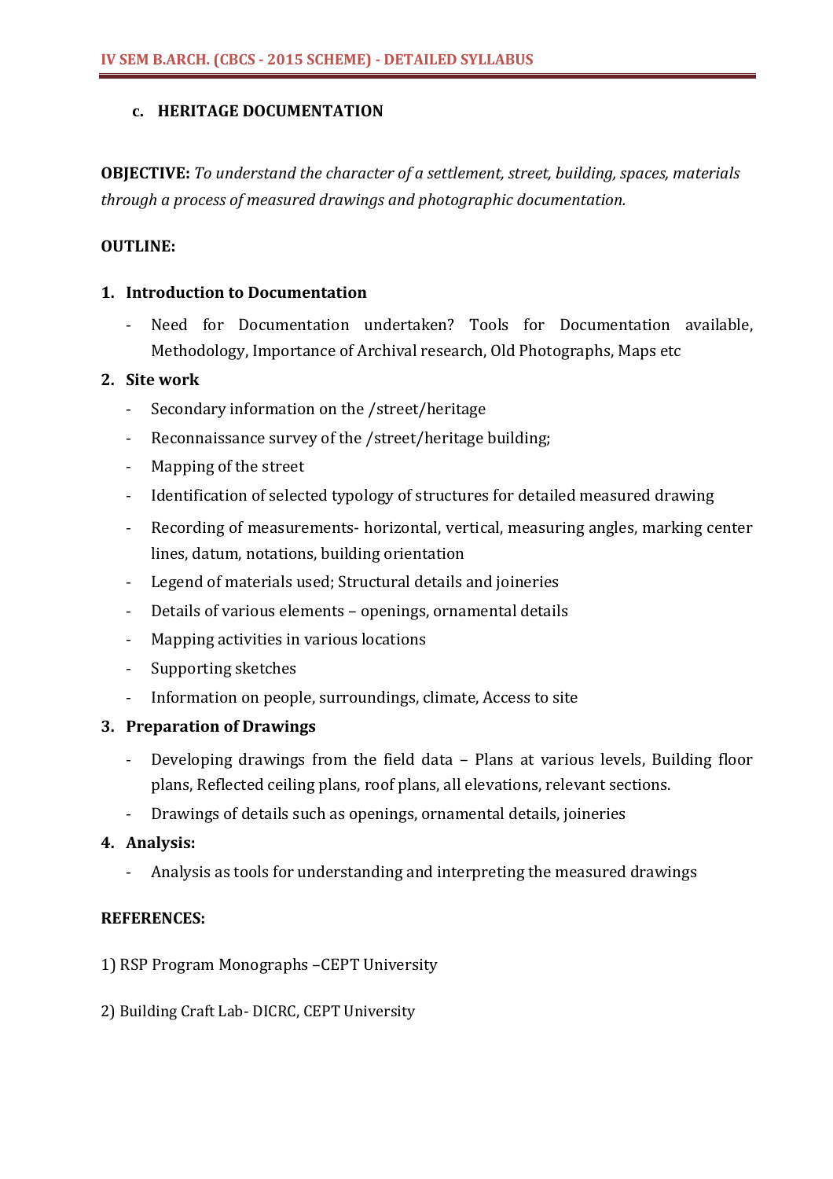### c. HERITAGE DOCUMENTATION

**OBJECTIVE:** *To understand the character of a settlement, street, building, spaces, materials through a process of measured drawings and photographic documentation.*

**OUTLINE:**

1. **Introduction to Documentation**
   - Need for Documentation undertaken? Tools for Documentation available, Methodology, Importance of Archival research, Old Photographs, Maps etc

2. **Site work**
   - Secondary information on the /street/heritage
   - Reconnaissance survey of the /street/heritage building;
   - Mapping of the street
   - Identification of selected typology of structures for detailed measured drawing
   - Recording of measurements- horizontal, vertical, measuring angles, marking center lines, datum, notations, building orientation
   - Legend of materials used; Structural details and joineries
   - Details of various elements – openings, ornamental details
   - Mapping activities in various locations
   - Supporting sketches
   - Information on people, surroundings, climate, Access to site

3. **Preparation of Drawings**
   - Developing drawings from the field data – Plans at various levels, Building floor plans, Reflected ceiling plans, roof plans, all elevations, relevant sections.
   - Drawings of details such as openings, ornamental details, joineries

4. **Analysis:**
   - Analysis as tools for understanding and interpreting the measured drawings

**REFERENCES:**

1) RSP Program Monographs –CEPT University

2) Building Craft Lab- DICRC, CEPT University